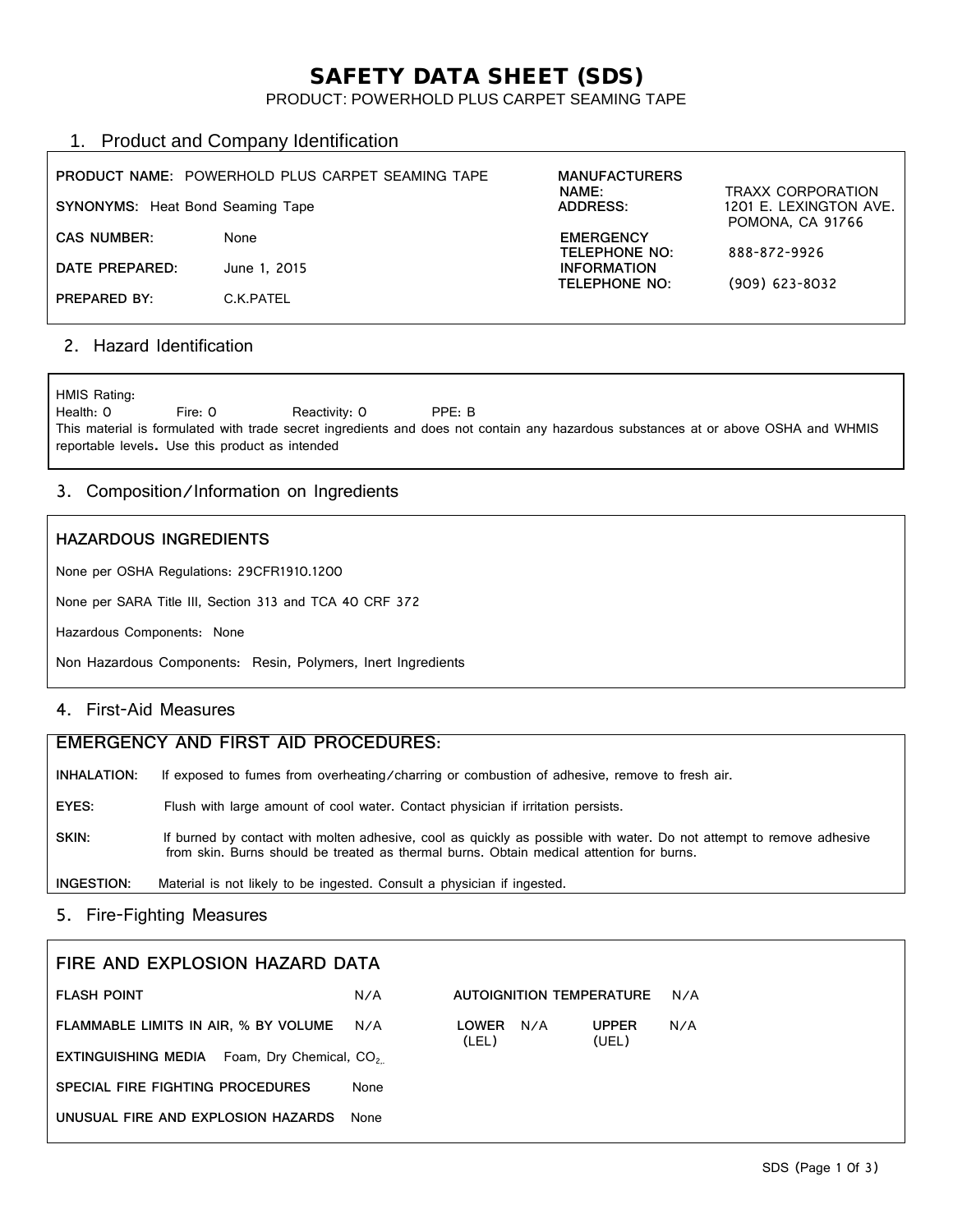# SAFETY DATA SHEET (SDS)

PRODUCT: POWERHOLD PLUS CARPET SEAMING TAPE

## 1. Product and Company Identification

**PRODUCT NAME:** POWERHOLD PLUS CARPET SEAMING TAPE

**SYNONYMS:** Heat Bond Seaming Tape

**CAS NUMBER:** None

**DATE PREPARED:** June 1, 2015

**PREPARED BY:** C.K.PATEL

**MANUFACTURERS NAME:** TRAXX CORPORATION

**ADDRESS:** 1201 E. LEXINGTON AVE. POMONA, CA 91766

**EMERGENCY TELEPHONE NO:** 888-872-9926

**INFORMATION TELEPHONE NO:** (909) 623-8032

## 2. Hazard Identification

HMIS Rating:

Health: 0 Fire: 0 Reactivity: 0 PPE: B

This material is formulated with trade secret ingredients and does not contain any hazardous substances at or above OSHA and WHMIS reportable levels. Use this product as intended

## 3. Composition/Information on Ingredients

**HAZARDOUS INGREDIENTS**

None per OSHA Regulations: 29CFR1910.1200

None per SARA Title III, Section 313 and TCA 40 CRF 372

Hazardous Components: None

Non Hazardous Components: Resin, Polymers, Inert Ingredients

## 4. First-Aid Measures

**EMERGENCY AND FIRST AID PROCEDURES:**

**INHALATION:** If exposed to fumes from overheating/charring or combustion of adhesive, remove to fresh air.

**EYES:** Flush with large amount of cool water. Contact physician if irritation persists.

**SKIN:** If burned by contact with molten adhesive, cool as quickly as possible with water. Do not attempt to remove adhesive from skin. Burns should be treated as thermal burns. Obtain medical attention for burns.

**INGESTION:** Material is not likely to be ingested. Consult a physician if ingested.

## 5. Fire-Fighting Measures

**FIRE AND EXPLOSION HAZARD DATA**

**FLASH POINT** N/A

**AUTOIGNITION TEMPERATURE** N/A

**FLAMMABLE LIMITS IN AIR, % BY VOLUME** N/A

**LOWER (LEL)** N/A **UPPER (UEL)** N/A

**EXTINGUISHING MEDIA** Foam, Dry Chemical, $CO_2$

**SPECIAL FIRE FIGHTING PROCEDURES** None

**UNUSUAL FIRE AND EXPLOSION HAZARDS** None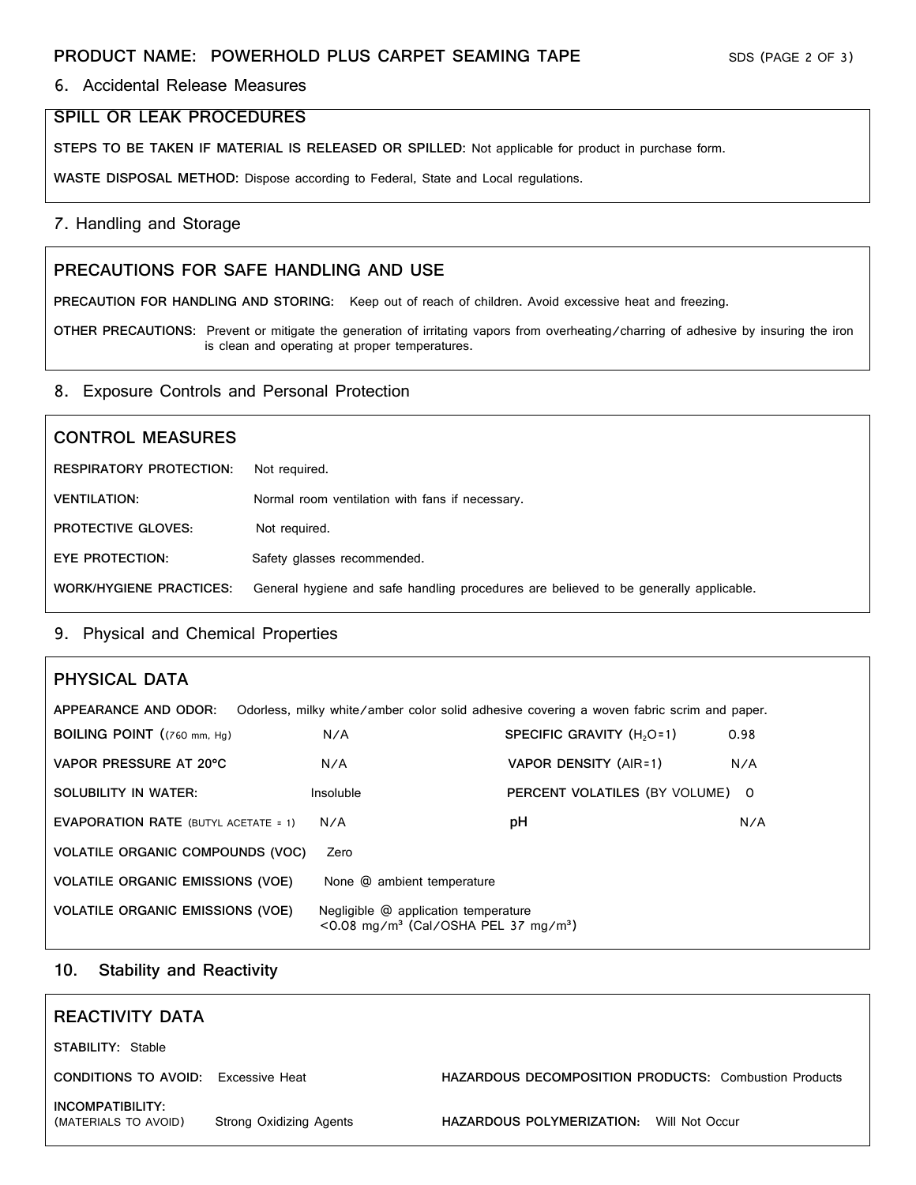## 6. Accidental Release Measures

### SPILL OR LEAK PROCEDURES

**STEPS TO BE TAKEN IF MATERIAL IS RELEASED OR SPILLED:** Not applicable for product in purchase form.

**WASTE DISPOSAL METHOD:** Dispose according to Federal, State and Local regulations.

## 7. Handling and Storage

### PRECAUTIONS FOR SAFE HANDLING AND USE

**PRECAUTION FOR HANDLING AND STORING:** Keep out of reach of children. Avoid excessive heat and freezing.

**OTHER PRECAUTIONS:** Prevent or mitigate the generation of irritating vapors from overheating/charring of adhesive by insuring the iron is clean and operating at proper temperatures.

## 8. Exposure Controls and Personal Protection

### CONTROL MEASURES

**RESPIRATORY PROTECTION:** Not required.

**VENTILATION:** Normal room ventilation with fans if necessary.

**PROTECTIVE GLOVES:** Not required.

**EYE PROTECTION:** Safety glasses recommended.

**WORK/HYGIENE PRACTICES:** General hygiene and safe handling procedures are believed to be generally applicable.

## 9. Physical and Chemical Properties

### PHYSICAL DATA

**APPEARANCE AND ODOR:** Odorless, milky white/amber color solid adhesive covering a woven fabric scrim and paper.

| | | | |
|---|---|---|---|
| **BOILING POINT** ((760 mm, Hg) | N/A | **SPECIFIC GRAVITY** ($H_2O$=1) | 0.98 |
| **VAPOR PRESSURE AT 20°C** | N/A | **VAPOR DENSITY** (AIR=1) | N/A |
| **SOLUBILITY IN WATER:** | Insoluble | **PERCENT VOLATILES** (BY VOLUME) | 0 |
| **EVAPORATION RATE** (BUTYL ACETATE = 1) | N/A | **pH** | N/A |

**VOLATILE ORGANIC COMPOUNDS (VOC)** Zero

**VOLATILE ORGANIC EMISSIONS (VOE)** None @ ambient temperature

**VOLATILE ORGANIC EMISSIONS (VOE)** Negligible @ application temperature <0.08 mg/m³ (Cal/OSHA PEL 37 mg/m³)

## 10. Stability and Reactivity

### REACTIVITY DATA

**STABILITY:** Stable

**CONDITIONS TO AVOID:** Excessive Heat

**HAZARDOUS DECOMPOSITION PRODUCTS:** Combustion Products

**INCOMPATIBILITY:** (MATERIALS TO AVOID) Strong Oxidizing Agents

**HAZARDOUS POLYMERIZATION:** Will Not Occur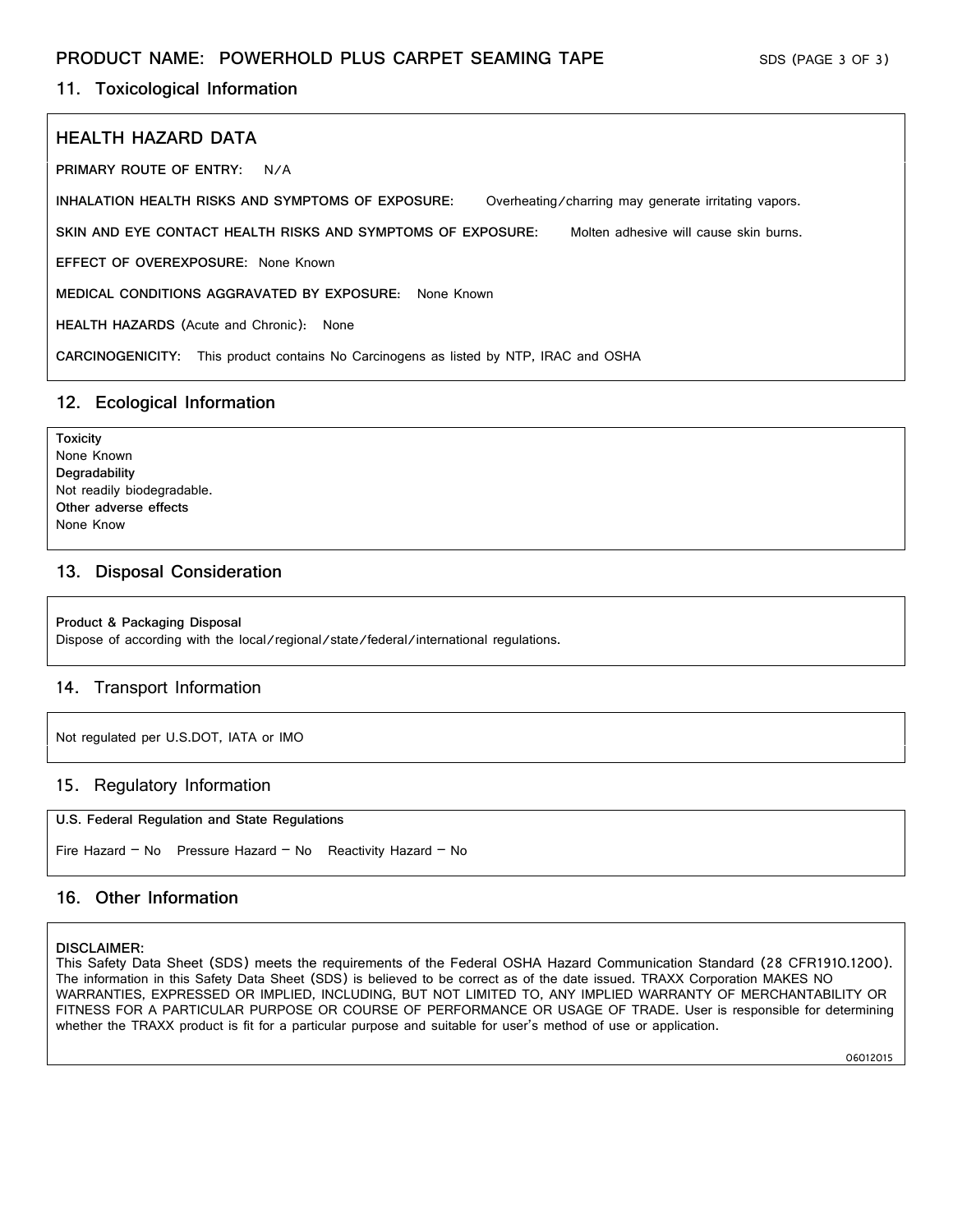## 11. Toxicological Information

### HEALTH HAZARD DATA

**PRIMARY ROUTE OF ENTRY:** N/A

**INHALATION HEALTH RISKS AND SYMPTOMS OF EXPOSURE:** Overheating/charring may generate irritating vapors.

**SKIN AND EYE CONTACT HEALTH RISKS AND SYMPTOMS OF EXPOSURE:** Molten adhesive will cause skin burns.

**EFFECT OF OVEREXPOSURE:** None Known

**MEDICAL CONDITIONS AGGRAVATED BY EXPOSURE:** None Known

**HEALTH HAZARDS** (Acute and Chronic): None

**CARCINOGENICITY:** This product contains No Carcinogens as listed by NTP, IRAC and OSHA

## 12. Ecological Information

**Toxicity**
None Known
**Degradability**
Not readily biodegradable.
**Other adverse effects**
None Know

## 13. Disposal Consideration

**Product & Packaging Disposal**
Dispose of according with the local/regional/state/federal/international regulations.

## 14. Transport Information

Not regulated per U.S.DOT, IATA or IMO

## 15. Regulatory Information

**U.S. Federal Regulation and State Regulations**

Fire Hazard – No Pressure Hazard – No Reactivity Hazard – No

## 16. Other Information

**DISCLAIMER:**
This Safety Data Sheet (SDS) meets the requirements of the Federal OSHA Hazard Communication Standard (28 CFR1910.1200). The information in this Safety Data Sheet (SDS) is believed to be correct as of the date issued. TRAXX Corporation MAKES NO WARRANTIES, EXPRESSED OR IMPLIED, INCLUDING, BUT NOT LIMITED TO, ANY IMPLIED WARRANTY OF MERCHANTABILITY OR FITNESS FOR A PARTICULAR PURPOSE OR COURSE OF PERFORMANCE OR USAGE OF TRADE. User is responsible for determining whether the TRAXX product is fit for a particular purpose and suitable for user's method of use or application.

06012015